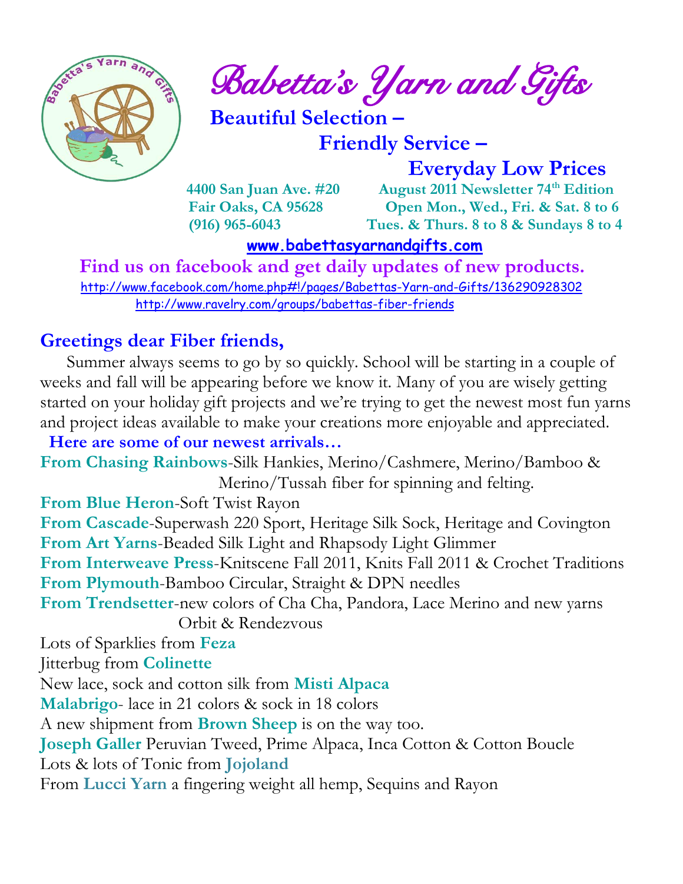# Babetta's Yarn and Gifts

**Beautiful Selection –**

**Friendly Service –**

**Everyday Low Prices**

**4400 San Juan Ave. #20**
**Fair Oaks, CA 95628**
**(916) 965-6043**

**August 2011 Newsletter 74th Edition**
**Open Mon., Wed., Fri. & Sat. 8 to 6**
**Tues. & Thurs. 8 to 8 & Sundays 8 to 4**

www.babettasyarnandgifts.com

**Find us on facebook and get daily updates of new products.**

http://www.facebook.com/home.php#!/pages/Babettas-Yarn-and-Gifts/136290928302

http://www.ravelry.com/groups/babettas-fiber-friends

## Greetings dear Fiber friends,

Summer always seems to go by so quickly. School will be starting in a couple of weeks and fall will be appearing before we know it. Many of you are wisely getting started on your holiday gift projects and we're trying to get the newest most fun yarns and project ideas available to make your creations more enjoyable and appreciated.

**Here are some of our newest arrivals…**

**From Chasing Rainbows**-Silk Hankies, Merino/Cashmere, Merino/Bamboo & Merino/Tussah fiber for spinning and felting.

**From Blue Heron**-Soft Twist Rayon

**From Cascade**-Superwash 220 Sport, Heritage Silk Sock, Heritage and Covington

**From Art Yarns**-Beaded Silk Light and Rhapsody Light Glimmer

**From Interweave Press**-Knitscene Fall 2011, Knits Fall 2011 & Crochet Traditions

**From Plymouth**-Bamboo Circular, Straight & DPN needles

**From Trendsetter**-new colors of Cha Cha, Pandora, Lace Merino and new yarns Orbit & Rendezvous

Lots of Sparklies from **Feza**

Jitterbug from **Colinette**

New lace, sock and cotton silk from **Misti Alpaca**

**Malabrigo**- lace in 21 colors & sock in 18 colors

A new shipment from **Brown Sheep** is on the way too.

**Joseph Galler** Peruvian Tweed, Prime Alpaca, Inca Cotton & Cotton Boucle

Lots & lots of Tonic from **Jojoland**

From **Lucci Yarn** a fingering weight all hemp, Sequins and Rayon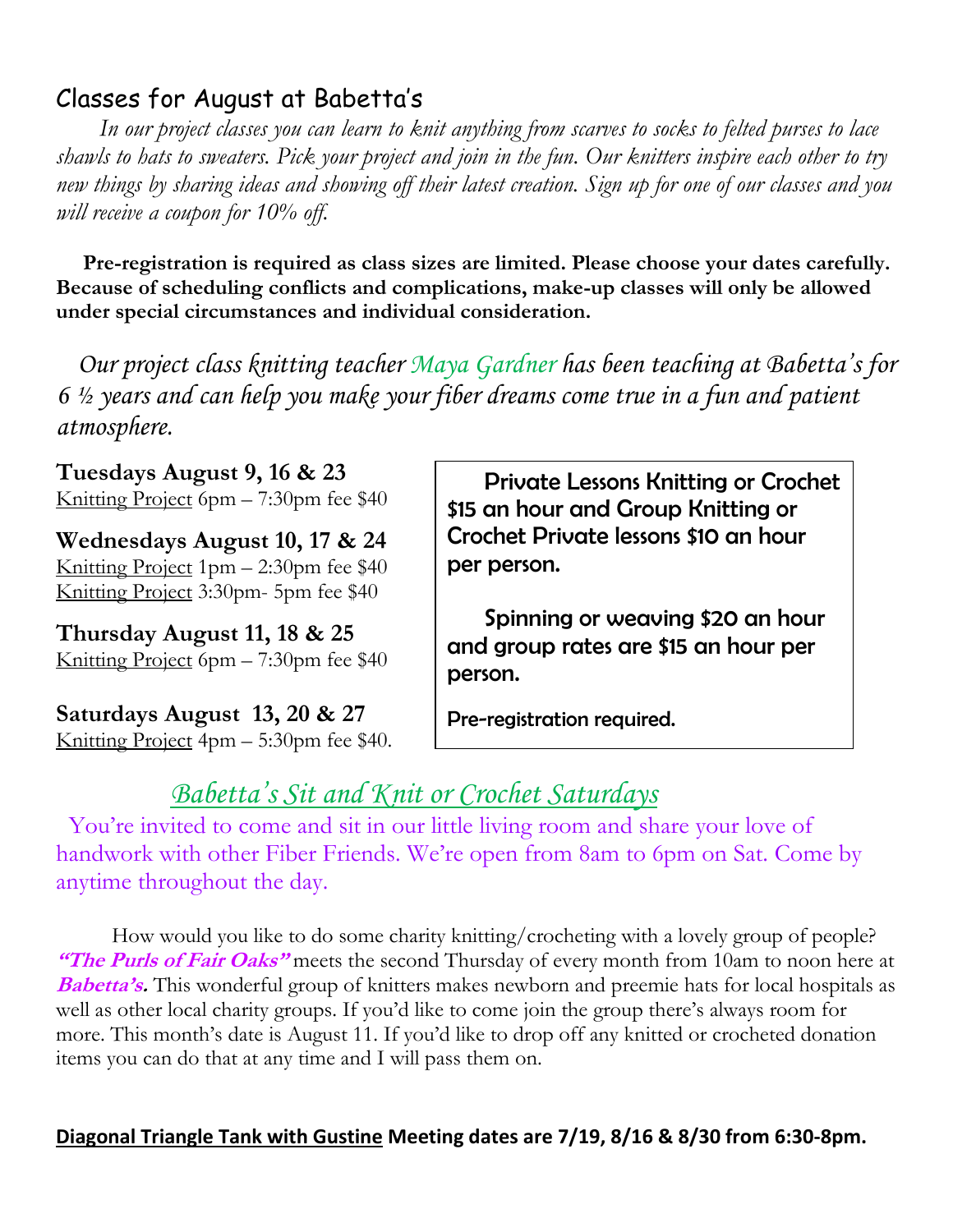## Classes for August at Babetta's

*In our project classes you can learn to knit anything from scarves to socks to felted purses to lace shawls to hats to sweaters. Pick your project and join in the fun. Our knitters inspire each other to try new things by sharing ideas and showing off their latest creation. Sign up for one of our classes and you will receive a coupon for 10% off.*

**Pre-registration is required as class sizes are limited. Please choose your dates carefully. Because of scheduling conflicts and complications, make-up classes will only be allowed under special circumstances and individual consideration.**

*Our project class knitting teacher Maya Gardner has been teaching at Babetta's for 6 ½ years and can help you make your fiber dreams come true in a fun and patient atmosphere.*

**Tuesdays August 9, 16 & 23**
Knitting Project 6pm – 7:30pm fee $40

**Wednesdays August 10, 17 & 24**
Knitting Project 1pm – 2:30pm fee $40
Knitting Project 3:30pm- 5pm fee $40

**Thursday August 11, 18 & 25**
Knitting Project 6pm – 7:30pm fee $40

**Saturdays August 13, 20 & 27**
Knitting Project 4pm – 5:30pm fee $40.

Private Lessons Knitting or Crochet $15 an hour and Group Knitting or Crochet Private lessons $10 an hour per person.

Spinning or weaving $20 an hour and group rates are $15 an hour per person.

Pre-registration required.

## *Babetta's Sit and Knit or Crochet Saturdays*

You're invited to come and sit in our little living room and share your love of handwork with other Fiber Friends. We're open from 8am to 6pm on Sat. Come by anytime throughout the day.

How would you like to do some charity knitting/crocheting with a lovely group of people? ***"The Purls of Fair Oaks"*** meets the second Thursday of every month from 10am to noon here at ***Babetta's.*** This wonderful group of knitters makes newborn and preemie hats for local hospitals as well as other local charity groups. If you'd like to come join the group there's always room for more. This month's date is August 11. If you'd like to drop off any knitted or crocheted donation items you can do that at any time and I will pass them on.

**Diagonal Triangle Tank with Gustine Meeting dates are 7/19, 8/16 & 8/30 from 6:30-8pm.**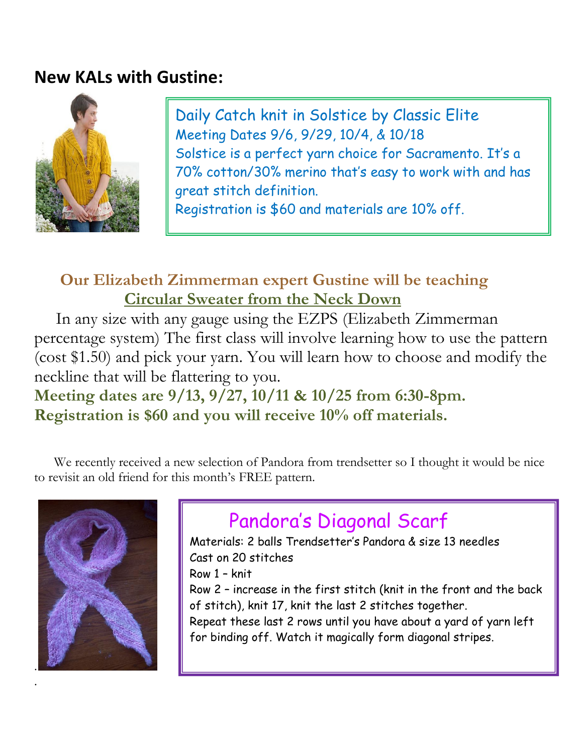## New KALs with Gustine:

Daily Catch knit in Solstice by Classic Elite
Meeting Dates 9/6, 9/29, 10/4, & 10/18
Solstice is a perfect yarn choice for Sacramento. It's a 70% cotton/30% merino that's easy to work with and has great stitch definition.
Registration is $60 and materials are 10% off.

### Our Elizabeth Zimmerman expert Gustine will be teaching Circular Sweater from the Neck Down

In any size with any gauge using the EZPS (Elizabeth Zimmerman percentage system) The first class will involve learning how to use the pattern (cost $1.50) and pick your yarn. You will learn how to choose and modify the neckline that will be flattering to you.

**Meeting dates are 9/13, 9/27, 10/11 & 10/25 from 6:30-8pm.**
**Registration is $60 and you will receive 10% off materials.**

We recently received a new selection of Pandora from trendsetter so I thought it would be nice to revisit an old friend for this month's FREE pattern.

### Pandora's Diagonal Scarf

Materials: 2 balls Trendsetter's Pandora & size 13 needles
Cast on 20 stitches
Row 1 – knit
Row 2 – increase in the first stitch (knit in the front and the back of stitch), knit 17, knit the last 2 stitches together.
Repeat these last 2 rows until you have about a yard of yarn left for binding off. Watch it magically form diagonal stripes.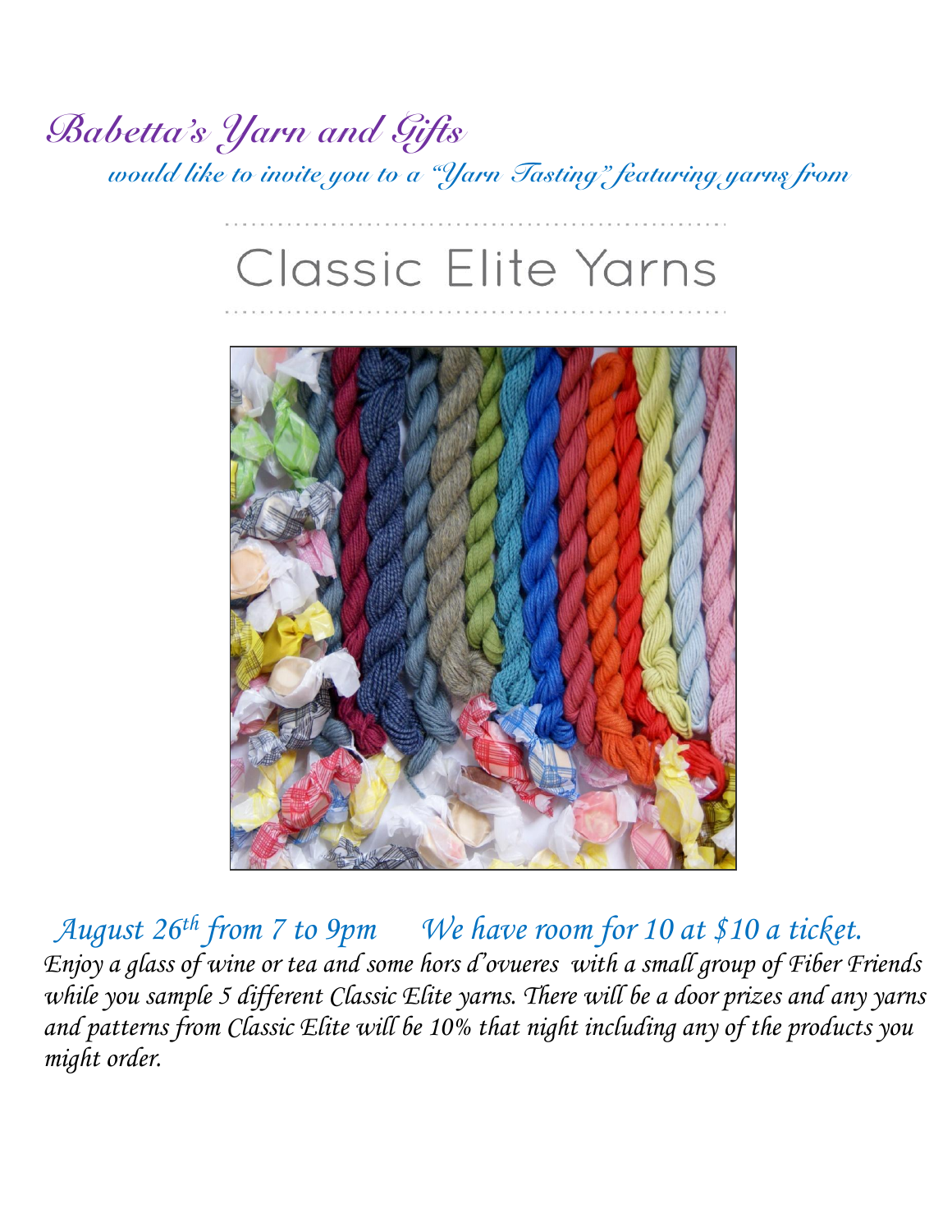# *Babetta's Yarn and Gifts*

*would like to invite you to a "Yarn Tasting" featuring yarns from*

## Classic Elite Yarns

*August 26th from 7 to 9pm    We have room for 10 at $10 a ticket.*

*Enjoy a glass of wine or tea and some hors d'ovueres with a small group of Fiber Friends while you sample 5 different Classic Elite yarns. There will be a door prizes and any yarns and patterns from Classic Elite will be 10% that night including any of the products you might order.*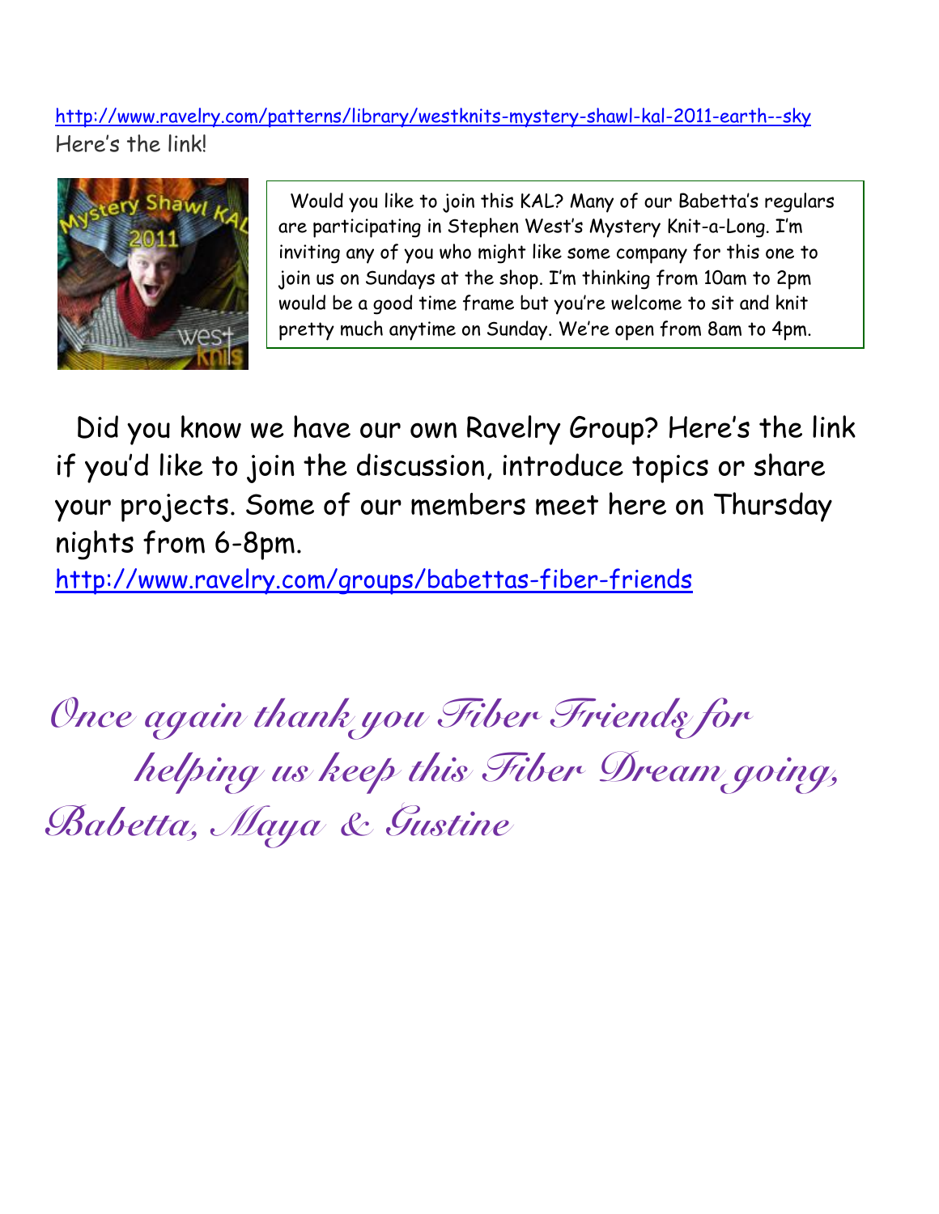http://www.ravelry.com/patterns/library/westknits-mystery-shawl-kal-2011-earth--sky
Here's the link!

Would you like to join this KAL? Many of our Babetta's regulars are participating in Stephen West's Mystery Knit-a-Long. I'm inviting any of you who might like some company for this one to join us on Sundays at the shop. I'm thinking from 10am to 2pm would be a good time frame but you're welcome to sit and knit pretty much anytime on Sunday. We're open from 8am to 4pm.

Did you know we have our own Ravelry Group? Here's the link if you'd like to join the discussion, introduce topics or share your projects. Some of our members meet here on Thursday nights from 6-8pm.
http://www.ravelry.com/groups/babettas-fiber-friends

*Once again thank you Fiber Friends for helping us keep this Fiber Dream going,*
*Babetta, Maya & Gustine*